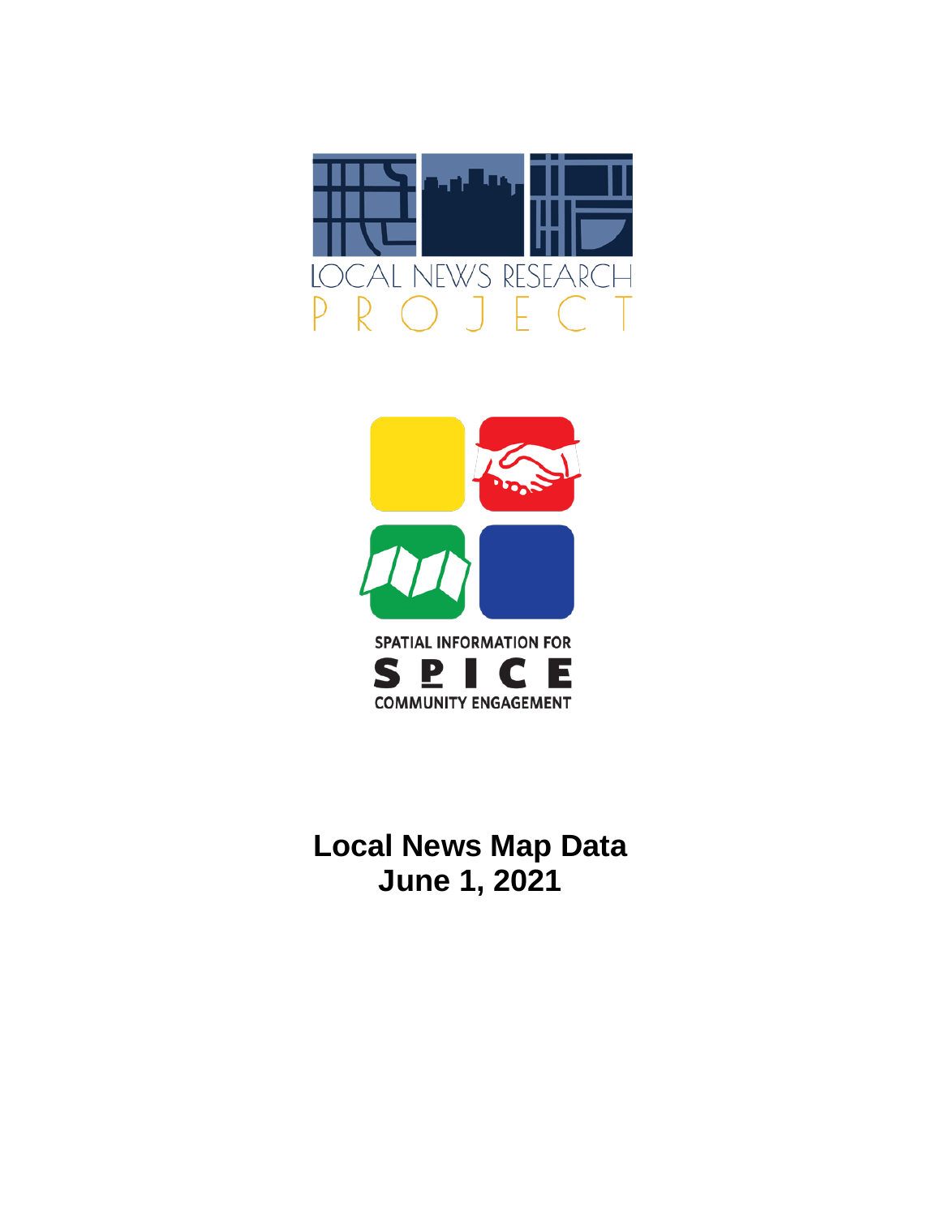LOCAL NEWS RESEARCH PROJECT

SPATIAL INFORMATION FOR SPICE COMMUNITY ENGAGEMENT

# Local News Map Data
# June 1, 2021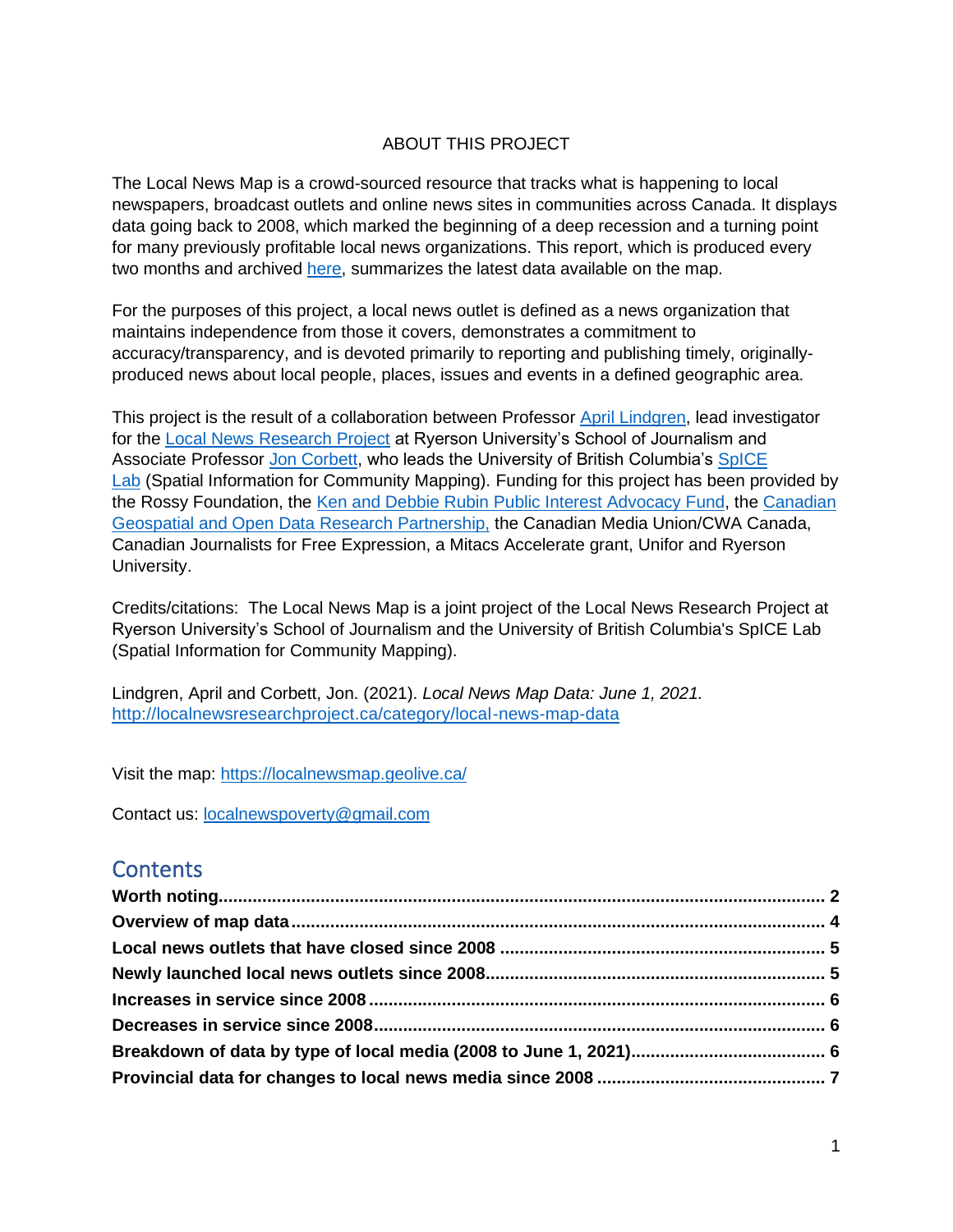# ABOUT THIS PROJECT

The Local News Map is a crowd-sourced resource that tracks what is happening to local newspapers, broadcast outlets and online news sites in communities across Canada. It displays data going back to 2008, which marked the beginning of a deep recession and a turning point for many previously profitable local news organizations. This report, which is produced every two months and archived [here](), summarizes the latest data available on the map.

For the purposes of this project, a local news outlet is defined as a news organization that maintains independence from those it covers, demonstrates a commitment to accuracy/transparency, and is devoted primarily to reporting and publishing timely, originally-produced news about local people, places, issues and events in a defined geographic area.

This project is the result of a collaboration between Professor [April Lindgren](), lead investigator for the [Local News Research Project]() at Ryerson University's School of Journalism and Associate Professor [Jon Corbett](), who leads the University of British Columbia's [SpICE Lab]() (Spatial Information for Community Mapping). Funding for this project has been provided by the Rossy Foundation, the [Ken and Debbie Rubin Public Interest Advocacy Fund](), the [Canadian Geospatial and Open Data Research Partnership,]() the Canadian Media Union/CWA Canada, Canadian Journalists for Free Expression, a Mitacs Accelerate grant, Unifor and Ryerson University.

Credits/citations: The Local News Map is a joint project of the Local News Research Project at Ryerson University's School of Journalism and the University of British Columbia's SpICE Lab (Spatial Information for Community Mapping).

Lindgren, April and Corbett, Jon. (2021). *Local News Map Data: June 1, 2021.* [http://localnewsresearchproject.ca/category/local-news-map-data](http://localnewsresearchproject.ca/category/local-news-map-data)

Visit the map: [https://localnewsmap.geolive.ca/](https://localnewsmap.geolive.ca/)

Contact us: [localnewspoverty@gmail.com](mailto:localnewspoverty@gmail.com)

## Contents

- **Worth noting** .......... **2**
- **Overview of map data** .......... **4**
- **Local news outlets that have closed since 2008** .......... **5**
- **Newly launched local news outlets since 2008** .......... **5**
- **Increases in service since 2008** .......... **6**
- **Decreases in service since 2008** .......... **6**
- **Breakdown of data by type of local media (2008 to June 1, 2021)** .......... **6**
- **Provincial data for changes to local news media since 2008** .......... **7**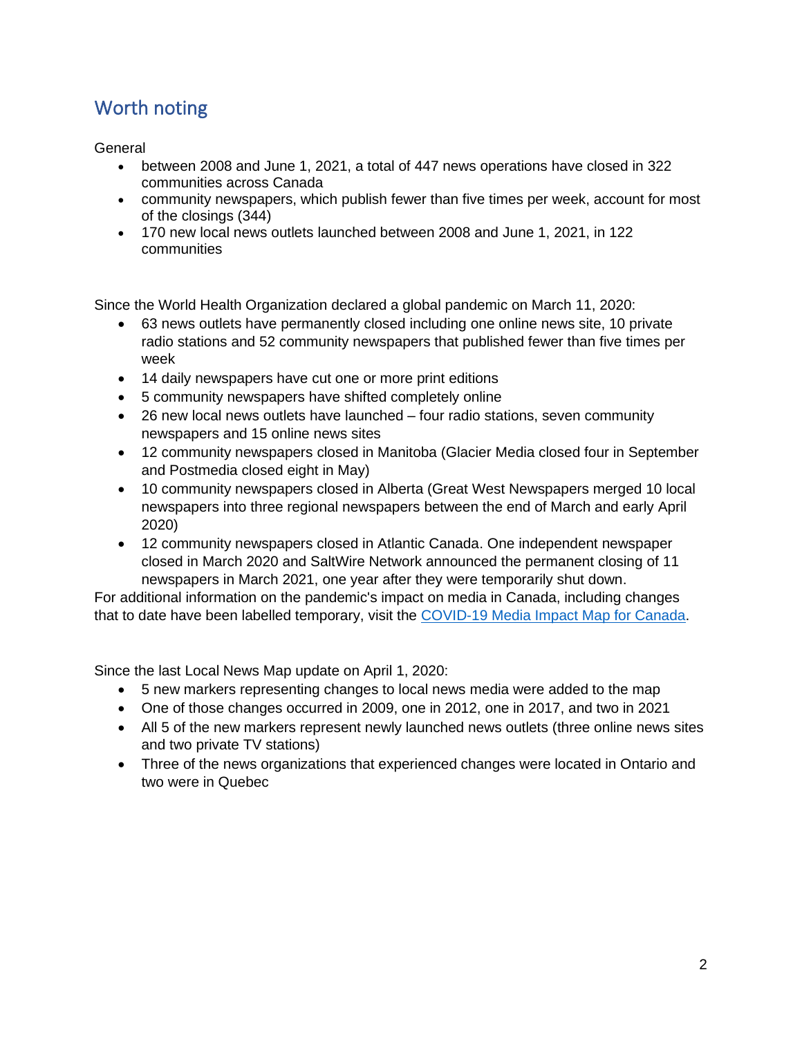## Worth noting

General

- between 2008 and June 1, 2021, a total of 447 news operations have closed in 322 communities across Canada
- community newspapers, which publish fewer than five times per week, account for most of the closings (344)
- 170 new local news outlets launched between 2008 and June 1, 2021, in 122 communities

Since the World Health Organization declared a global pandemic on March 11, 2020:

- 63 news outlets have permanently closed including one online news site, 10 private radio stations and 52 community newspapers that published fewer than five times per week
- 14 daily newspapers have cut one or more print editions
- 5 community newspapers have shifted completely online
- 26 new local news outlets have launched – four radio stations, seven community newspapers and 15 online news sites
- 12 community newspapers closed in Manitoba (Glacier Media closed four in September and Postmedia closed eight in May)
- 10 community newspapers closed in Alberta (Great West Newspapers merged 10 local newspapers into three regional newspapers between the end of March and early April 2020)
- 12 community newspapers closed in Atlantic Canada. One independent newspaper closed in March 2020 and SaltWire Network announced the permanent closing of 11 newspapers in March 2021, one year after they were temporarily shut down.

For additional information on the pandemic's impact on media in Canada, including changes that to date have been labelled temporary, visit the [COVID-19 Media Impact Map for Canada](#).

Since the last Local News Map update on April 1, 2020:

- 5 new markers representing changes to local news media were added to the map
- One of those changes occurred in 2009, one in 2012, one in 2017, and two in 2021
- All 5 of the new markers represent newly launched news outlets (three online news sites and two private TV stations)
- Three of the news organizations that experienced changes were located in Ontario and two were in Quebec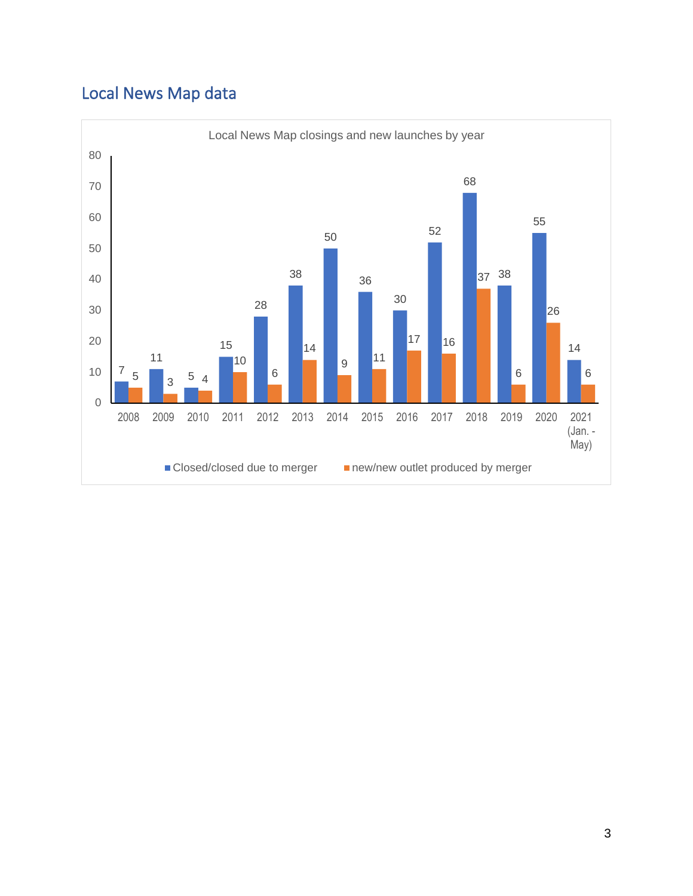## Local News Map data

Local News Map closings and new launches by year

| Year | Closed/closed due to merger | new/new outlet produced by merger |
|---|---|---|
| 2008 | 7 | 5 |
| 2009 | 11 | 3 |
| 2010 | 5 | 4 |
| 2011 | 15 | 10 |
| 2012 | 28 | 6 |
| 2013 | 38 | 14 |
| 2014 | 50 | 9 |
| 2015 | 36 | 11 |
| 2016 | 30 | 17 |
| 2017 | 52 | 16 |
| 2018 | 68 | 37 |
| 2019 | 38 | 6 |
| 2020 | 55 | 26 |
| 2021 (Jan. - May) | 14 | 6 |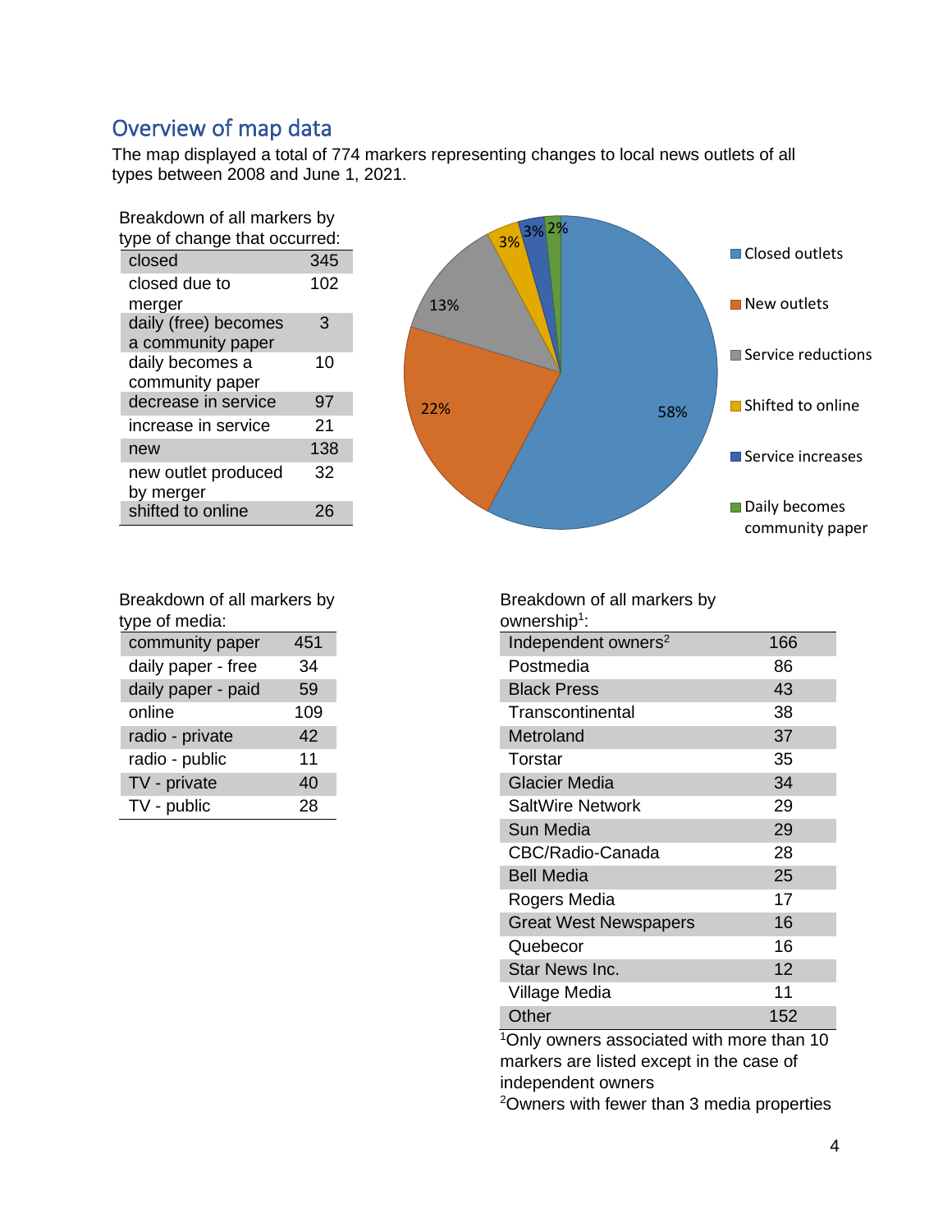## Overview of map data

The map displayed a total of 774 markers representing changes to local news outlets of all types between 2008 and June 1, 2021.

Breakdown of all markers by type of change that occurred:

| | |
|---|---|
| closed | 345 |
| closed due to merger | 102 |
| daily (free) becomes a community paper | 3 |
| daily becomes a community paper | 10 |
| decrease in service | 97 |
| increase in service | 21 |
| new | 138 |
| new outlet produced by merger | 32 |
| shifted to online | 26 |

Breakdown of all markers by type of media:

| | |
|---|---|
| community paper | 451 |
| daily paper - free | 34 |
| daily paper - paid | 59 |
| online | 109 |
| radio - private | 42 |
| radio - public | 11 |
| TV - private | 40 |
| TV - public | 28 |

Breakdown of all markers by ownership[1]:

| | |
|---|---|
| Independent owners[2] | 166 |
| Postmedia | 86 |
| Black Press | 43 |
| Transcontinental | 38 |
| Metroland | 37 |
| Torstar | 35 |
| Glacier Media | 34 |
| SaltWire Network | 29 |
| Sun Media | 29 |
| CBC/Radio-Canada | 28 |
| Bell Media | 25 |
| Rogers Media | 17 |
| Great West Newspapers | 16 |
| Quebecor | 16 |
| Star News Inc. | 12 |
| Village Media | 11 |
| Other | 152 |

[1]Only owners associated with more than 10 markers are listed except in the case of independent owners

[2]Owners with fewer than 3 media properties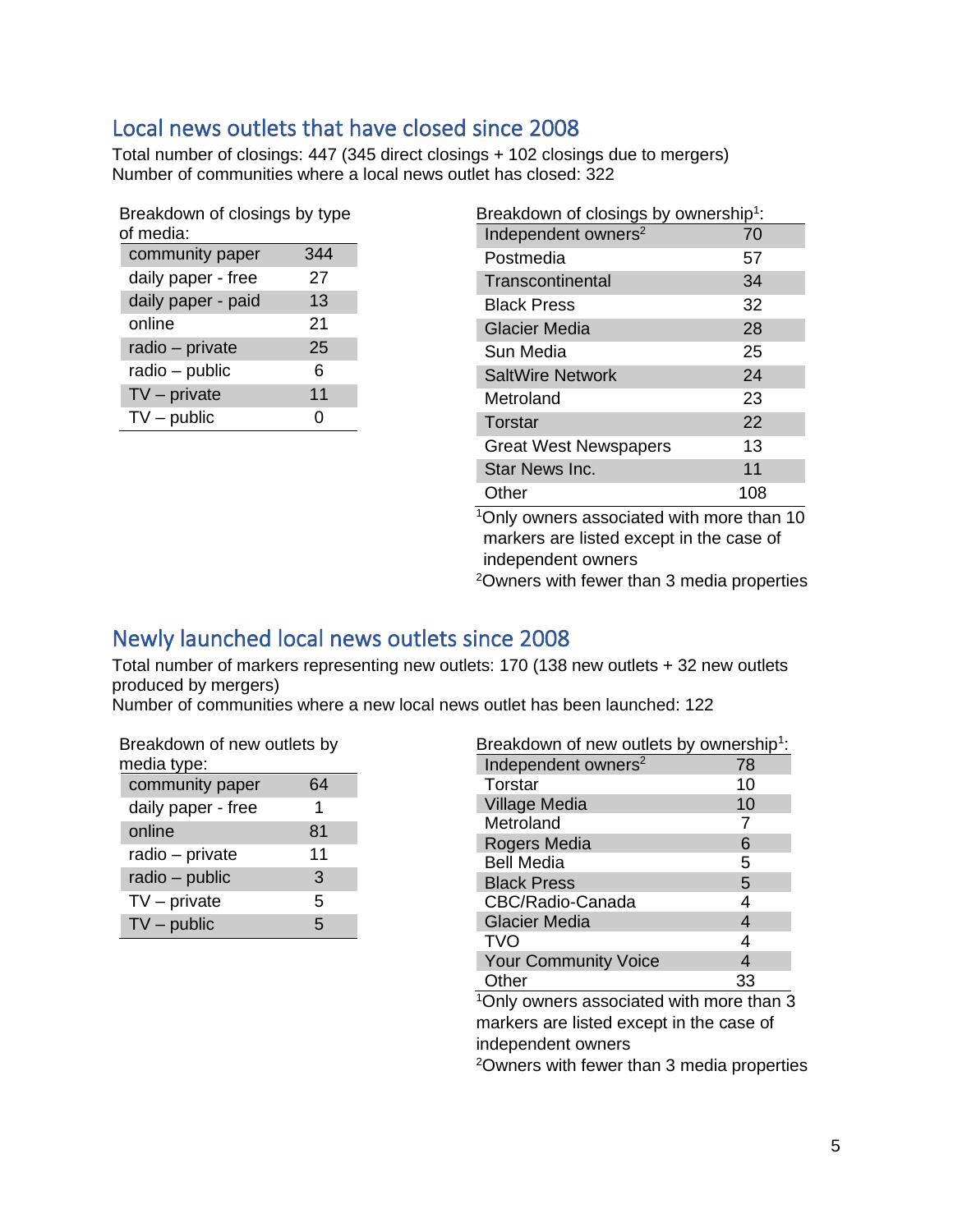## Local news outlets that have closed since 2008

Total number of closings: 447 (345 direct closings + 102 closings due to mergers)
Number of communities where a local news outlet has closed: 322

Breakdown of closings by type of media:

| | |
|---|---|
| community paper | 344 |
| daily paper - free | 27 |
| daily paper - paid | 13 |
| online | 21 |
| radio – private | 25 |
| radio – public | 6 |
| TV – private | 11 |
| TV – public | 0 |

Breakdown of closings by ownership[1]:

| | |
|---|---|
| Independent owners[2] | 70 |
| Postmedia | 57 |
| Transcontinental | 34 |
| Black Press | 32 |
| Glacier Media | 28 |
| Sun Media | 25 |
| SaltWire Network | 24 |
| Metroland | 23 |
| Torstar | 22 |
| Great West Newspapers | 13 |
| Star News Inc. | 11 |
| Other | 108 |

[1]Only owners associated with more than 10 markers are listed except in the case of independent owners
[2]Owners with fewer than 3 media properties

## Newly launched local news outlets since 2008

Total number of markers representing new outlets: 170 (138 new outlets + 32 new outlets produced by mergers)
Number of communities where a new local news outlet has been launched: 122

Breakdown of new outlets by media type:

| | |
|---|---|
| community paper | 64 |
| daily paper - free | 1 |
| online | 81 |
| radio – private | 11 |
| radio – public | 3 |
| TV – private | 5 |
| TV – public | 5 |

Breakdown of new outlets by ownership[1]:

| | |
|---|---|
| Independent owners[2] | 78 |
| Torstar | 10 |
| Village Media | 10 |
| Metroland | 7 |
| Rogers Media | 6 |
| Bell Media | 5 |
| Black Press | 5 |
| CBC/Radio-Canada | 4 |
| Glacier Media | 4 |
| TVO | 4 |
| Your Community Voice | 4 |
| Other | 33 |

[1]Only owners associated with more than 3 markers are listed except in the case of independent owners
[2]Owners with fewer than 3 media properties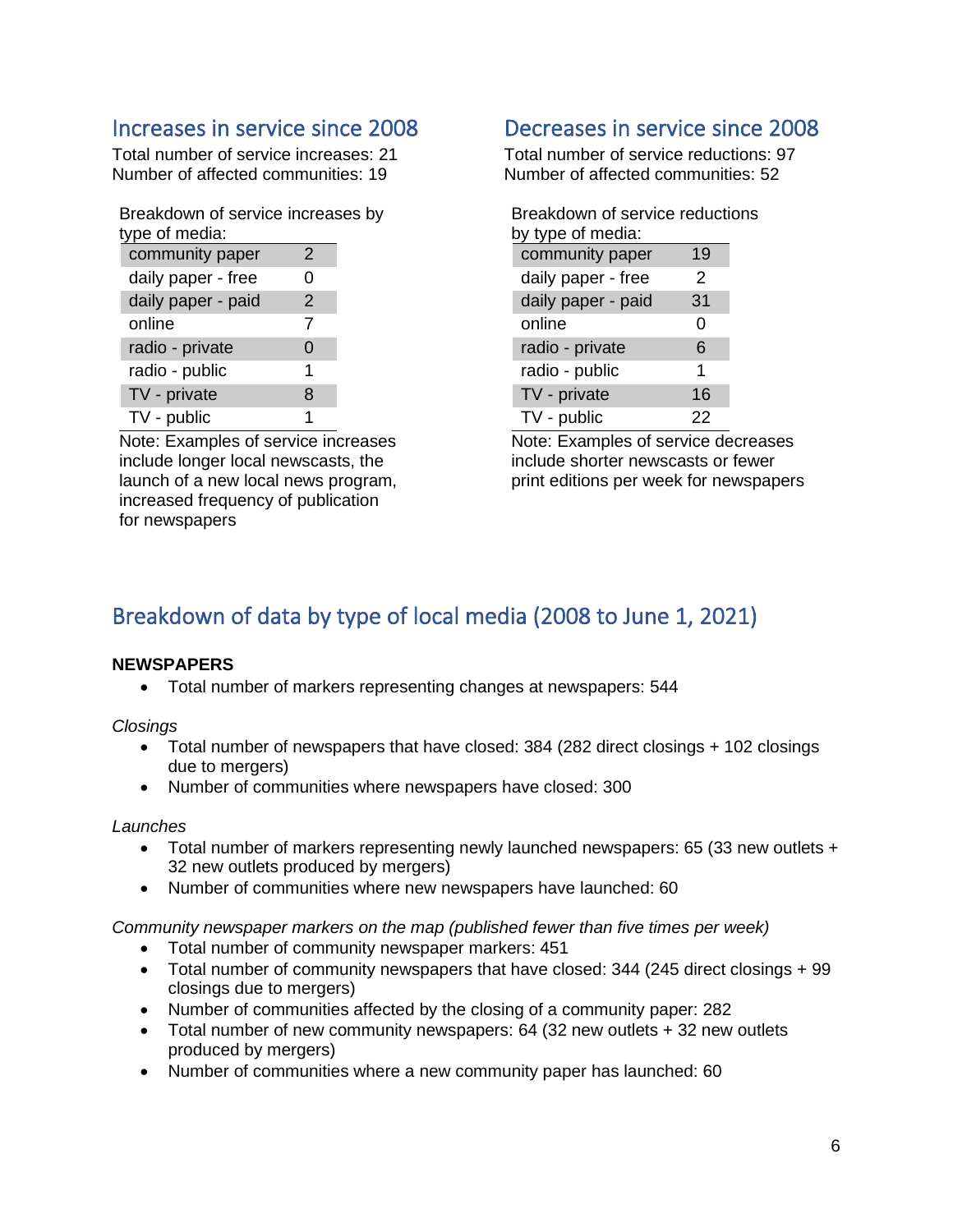## Increases in service since 2008

Total number of service increases: 21
Number of affected communities: 19

Breakdown of service increases by type of media:

| | |
|---|---|
| community paper | 2 |
| daily paper - free | 0 |
| daily paper - paid | 2 |
| online | 7 |
| radio - private | 0 |
| radio - public | 1 |
| TV - private | 8 |
| TV - public | 1 |

Note: Examples of service increases include longer local newscasts, the launch of a new local news program, increased frequency of publication for newspapers

## Decreases in service since 2008

Total number of service reductions: 97
Number of affected communities: 52

Breakdown of service reductions by type of media:

| | |
|---|---|
| community paper | 19 |
| daily paper - free | 2 |
| daily paper - paid | 31 |
| online | 0 |
| radio - private | 6 |
| radio - public | 1 |
| TV - private | 16 |
| TV - public | 22 |

Note: Examples of service decreases include shorter newscasts or fewer print editions per week for newspapers

## Breakdown of data by type of local media (2008 to June 1, 2021)

**NEWSPAPERS**

- Total number of markers representing changes at newspapers: 544

*Closings*

- Total number of newspapers that have closed: 384 (282 direct closings + 102 closings due to mergers)
- Number of communities where newspapers have closed: 300

*Launches*

- Total number of markers representing newly launched newspapers: 65 (33 new outlets + 32 new outlets produced by mergers)
- Number of communities where new newspapers have launched: 60

*Community newspaper markers on the map (published fewer than five times per week)*

- Total number of community newspaper markers: 451
- Total number of community newspapers that have closed: 344 (245 direct closings + 99 closings due to mergers)
- Number of communities affected by the closing of a community paper: 282
- Total number of new community newspapers: 64 (32 new outlets + 32 new outlets produced by mergers)
- Number of communities where a new community paper has launched: 60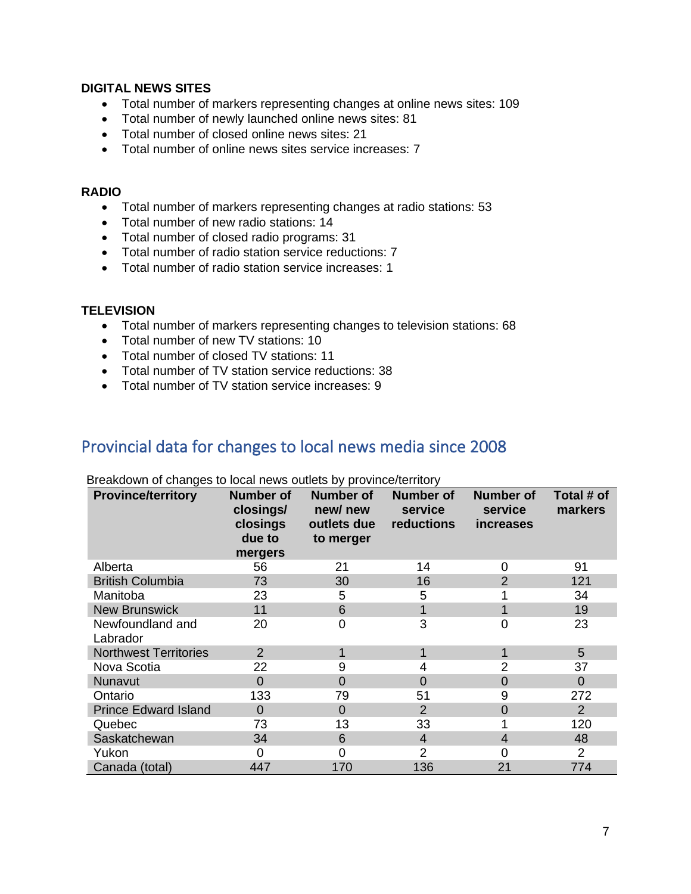**DIGITAL NEWS SITES**

- Total number of markers representing changes at online news sites: 109
- Total number of newly launched online news sites: 81
- Total number of closed online news sites: 21
- Total number of online news sites service increases: 7

**RADIO**

- Total number of markers representing changes at radio stations: 53
- Total number of new radio stations: 14
- Total number of closed radio programs: 31
- Total number of radio station service reductions: 7
- Total number of radio station service increases: 1

**TELEVISION**

- Total number of markers representing changes to television stations: 68
- Total number of new TV stations: 10
- Total number of closed TV stations: 11
- Total number of TV station service reductions: 38
- Total number of TV station service increases: 9

## Provincial data for changes to local news media since 2008

Breakdown of changes to local news outlets by province/territory

| Province/territory | Number of closings/ closings due to mergers | Number of new/ new outlets due to merger | Number of service reductions | Number of service increases | Total # of markers |
|---|---|---|---|---|---|
| Alberta | 56 | 21 | 14 | 0 | 91 |
| British Columbia | 73 | 30 | 16 | 2 | 121 |
| Manitoba | 23 | 5 | 5 | 1 | 34 |
| New Brunswick | 11 | 6 | 1 | 1 | 19 |
| Newfoundland and Labrador | 20 | 0 | 3 | 0 | 23 |
| Northwest Territories | 2 | 1 | 1 | 1 | 5 |
| Nova Scotia | 22 | 9 | 4 | 2 | 37 |
| Nunavut | 0 | 0 | 0 | 0 | 0 |
| Ontario | 133 | 79 | 51 | 9 | 272 |
| Prince Edward Island | 0 | 0 | 2 | 0 | 2 |
| Quebec | 73 | 13 | 33 | 1 | 120 |
| Saskatchewan | 34 | 6 | 4 | 4 | 48 |
| Yukon | 0 | 0 | 2 | 0 | 2 |
| Canada (total) | 447 | 170 | 136 | 21 | 774 |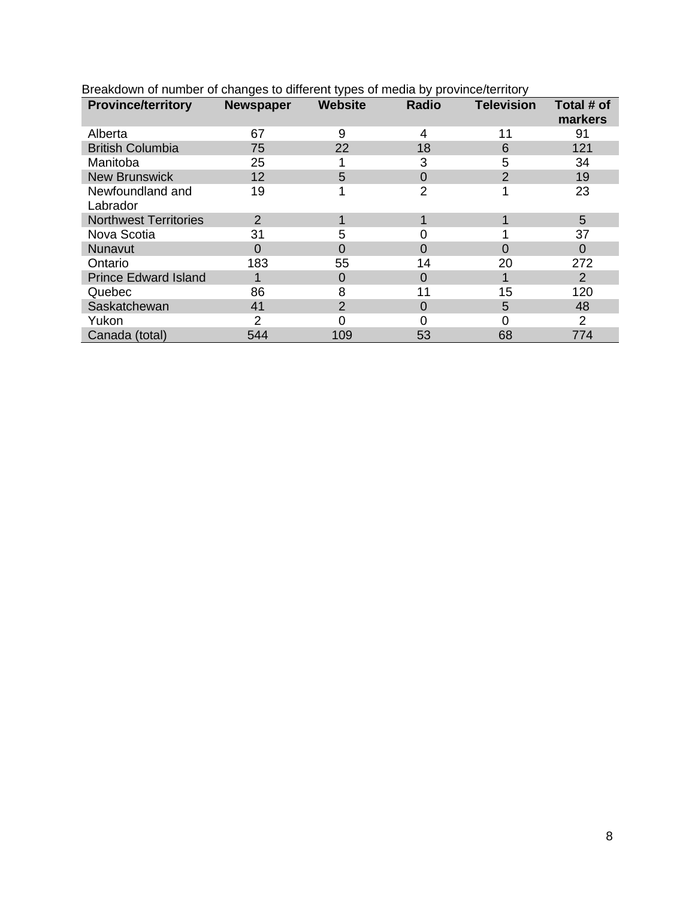Breakdown of number of changes to different types of media by province/territory

| Province/territory | Newspaper | Website | Radio | Television | Total # of markers |
|---|---|---|---|---|---|
| Alberta | 67 | 9 | 4 | 11 | 91 |
| British Columbia | 75 | 22 | 18 | 6 | 121 |
| Manitoba | 25 | 1 | 3 | 5 | 34 |
| New Brunswick | 12 | 5 | 0 | 2 | 19 |
| Newfoundland and Labrador | 19 | 1 | 2 | 1 | 23 |
| Northwest Territories | 2 | 1 | 1 | 1 | 5 |
| Nova Scotia | 31 | 5 | 0 | 1 | 37 |
| Nunavut | 0 | 0 | 0 | 0 | 0 |
| Ontario | 183 | 55 | 14 | 20 | 272 |
| Prince Edward Island | 1 | 0 | 0 | 1 | 2 |
| Quebec | 86 | 8 | 11 | 15 | 120 |
| Saskatchewan | 41 | 2 | 0 | 5 | 48 |
| Yukon | 2 | 0 | 0 | 0 | 2 |
| Canada (total) | 544 | 109 | 53 | 68 | 774 |